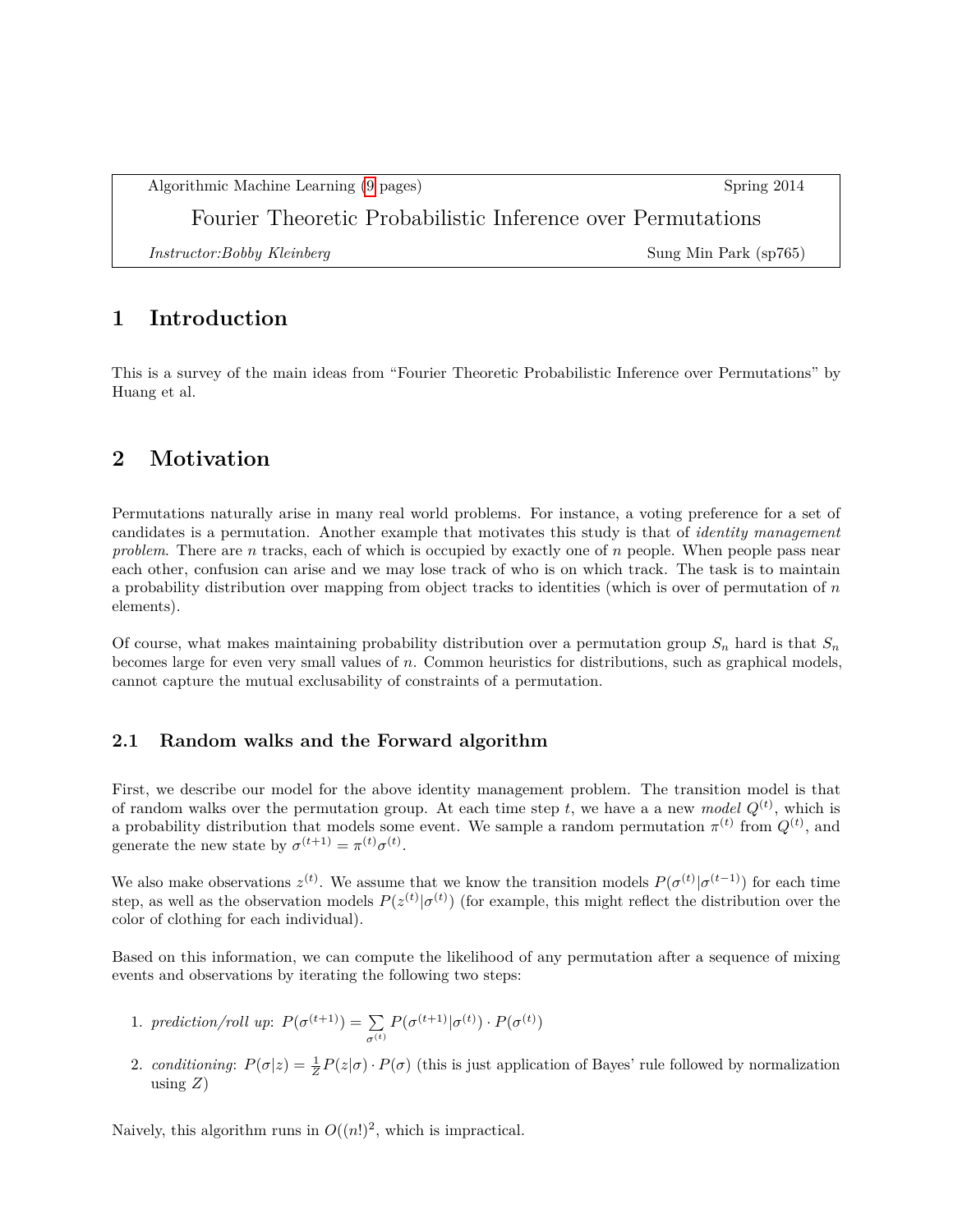Algorithmic Machine Learning (9 pages) Spring 2014

# Fourier Theoretic Probabilistic Inference over Permutations

*Instructor:Bobby Kleinberg* Sung Min Park (sp765)

## 1 Introduction

This is a survey of the main ideas from "Fourier Theoretic Probabilistic Inference over Permutations" by Huang et al.

## 2 Motivation

Permutations naturally arise in many real world problems. For instance, a voting preference for a set of candidates is a permutation. Another example that motivates this study is that of *identity management problem*. There are $n$ tracks, each of which is occupied by exactly one of $n$ people. When people pass near each other, confusion can arise and we may lose track of who is on which track. The task is to maintain a probability distribution over mapping from object tracks to identities (which is over of permutation of $n$ elements).

Of course, what makes maintaining probability distribution over a permutation group $S_n$ hard is that $S_n$ becomes large for even very small values of $n$. Common heuristics for distributions, such as graphical models, cannot capture the mutual exclusability of constraints of a permutation.

### 2.1 Random walks and the Forward algorithm

First, we describe our model for the above identity management problem. The transition model is that of random walks over the permutation group. At each time step $t$, we have a a new *model* $Q^{(t)}$, which is a probability distribution that models some event. We sample a random permutation $\pi^{(t)}$ from $Q^{(t)}$, and generate the new state by $\sigma^{(t+1)} = \pi^{(t)}\sigma^{(t)}$.

We also make observations $z^{(t)}$. We assume that we know the transition models $P(\sigma^{(t)}|\sigma^{(t-1)})$ for each time step, as well as the observation models $P(z^{(t)}|\sigma^{(t)})$ (for example, this might reflect the distribution over the color of clothing for each individual).

Based on this information, we can compute the likelihood of any permutation after a sequence of mixing events and observations by iterating the following two steps:

1. *prediction/roll up*: $P(\sigma^{(t+1)}) = \sum_{\sigma^{(t)}} P(\sigma^{(t+1)}|\sigma^{(t)}) \cdot P(\sigma^{(t)})$
2. *conditioning*: $P(\sigma|z) = \frac{1}{Z} P(z|\sigma) \cdot P(\sigma)$ (this is just application of Bayes' rule followed by normalization using $Z$)

Naively, this algorithm runs in $O((n!)^2$, which is impractical.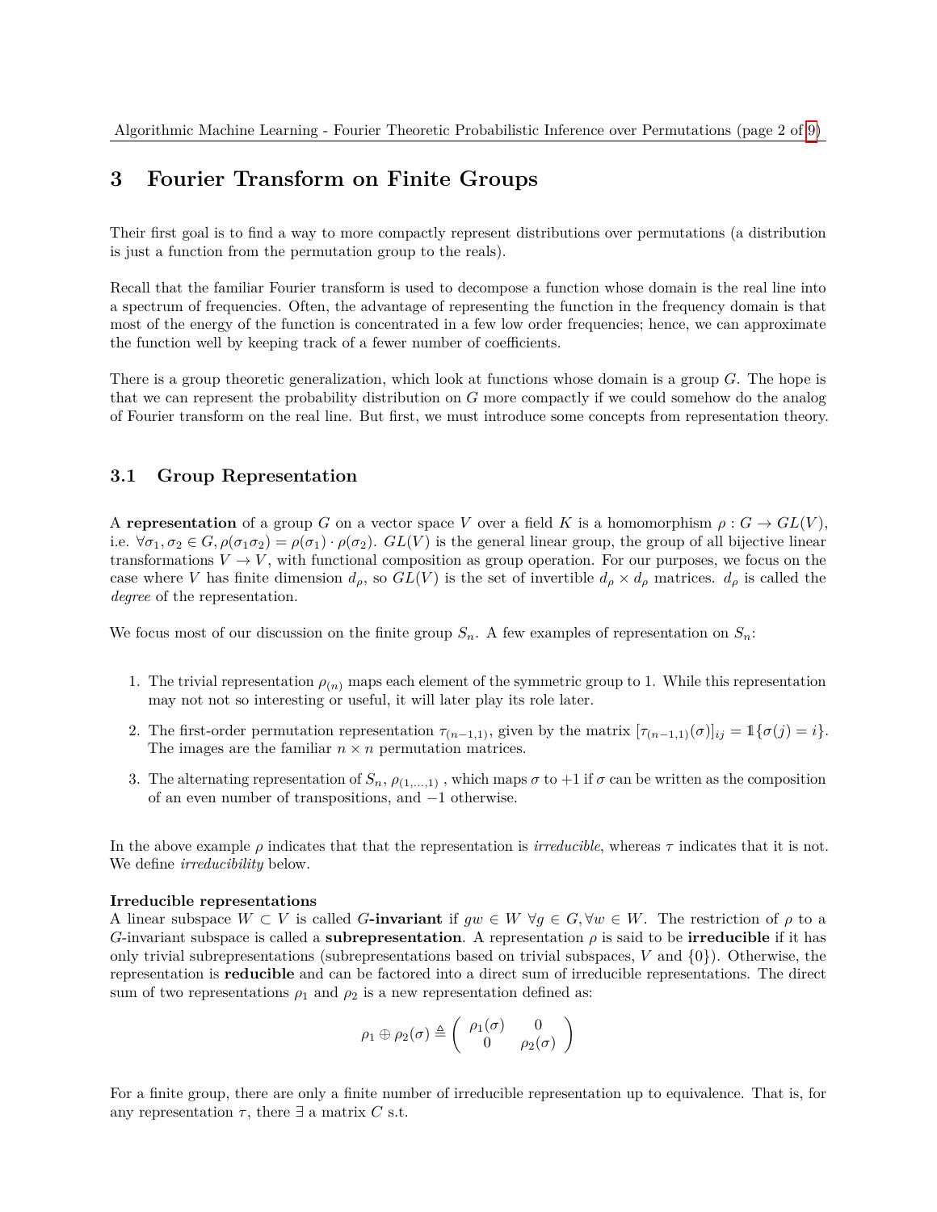# 3 Fourier Transform on Finite Groups

Their first goal is to find a way to more compactly represent distributions over permutations (a distribution is just a function from the permutation group to the reals).

Recall that the familiar Fourier transform is used to decompose a function whose domain is the real line into a spectrum of frequencies. Often, the advantage of representing the function in the frequency domain is that most of the energy of the function is concentrated in a few low order frequencies; hence, we can approximate the function well by keeping track of a fewer number of coefficients.

There is a group theoretic generalization, which look at functions whose domain is a group $G$. The hope is that we can represent the probability distribution on $G$ more compactly if we could somehow do the analog of Fourier transform on the real line. But first, we must introduce some concepts from representation theory.

## 3.1 Group Representation

A **representation** of a group $G$ on a vector space $V$ over a field $K$ is a homomorphism $\rho : G \to GL(V)$, i.e. $\forall \sigma_1, \sigma_2 \in G, \rho(\sigma_1 \sigma_2) = \rho(\sigma_1) \cdot \rho(\sigma_2)$. $GL(V)$ is the general linear group, the group of all bijective linear transformations $V \to V$, with functional composition as group operation. For our purposes, we focus on the case where $V$ has finite dimension $d_\rho$, so $GL(V)$ is the set of invertible $d_\rho \times d_\rho$ matrices. $d_\rho$ is called the *degree* of the representation.

We focus most of our discussion on the finite group $S_n$. A few examples of representation on $S_n$:

1. The trivial representation $\rho_{(n)}$ maps each element of the symmetric group to 1. While this representation may not not so interesting or useful, it will later play its role later.
2. The first-order permutation representation $\tau_{(n-1,1)}$, given by the matrix $[\tau_{(n-1,1)}(\sigma)]_{ij} = \mathbb{1}\{\sigma(j) = i\}$. The images are the familiar $n \times n$ permutation matrices.
3. The alternating representation of $S_n$, $\rho_{(1,\dots,1)}$ , which maps $\sigma$ to $+1$ if $\sigma$ can be written as the composition of an even number of transpositions, and $-1$ otherwise.

In the above example $\rho$ indicates that that the representation is *irreducible*, whereas $\tau$ indicates that it is not. We define *irreducibility* below.

**Irreducible representations**
A linear subspace $W \subset V$ is called $G$**-invariant** if $gw \in W \ \forall g \in G, \forall w \in W$. The restriction of $\rho$ to a $G$-invariant subspace is called a **subrepresentation**. A representation $\rho$ is said to be **irreducible** if it has only trivial subrepresentations (subrepresentations based on trivial subspaces, $V$ and $\{0\}$). Otherwise, the representation is **reducible** and can be factored into a direct sum of irreducible representations. The direct sum of two representations $\rho_1$ and $\rho_2$ is a new representation defined as:

$$\rho_1 \oplus \rho_2(\sigma) \triangleq \begin{pmatrix} \rho_1(\sigma) & 0 \\ 0 & \rho_2(\sigma) \end{pmatrix}$$

For a finite group, there are only a finite number of irreducible representation up to equivalence. That is, for any representation $\tau$, there $\exists$ a matrix $C$ s.t.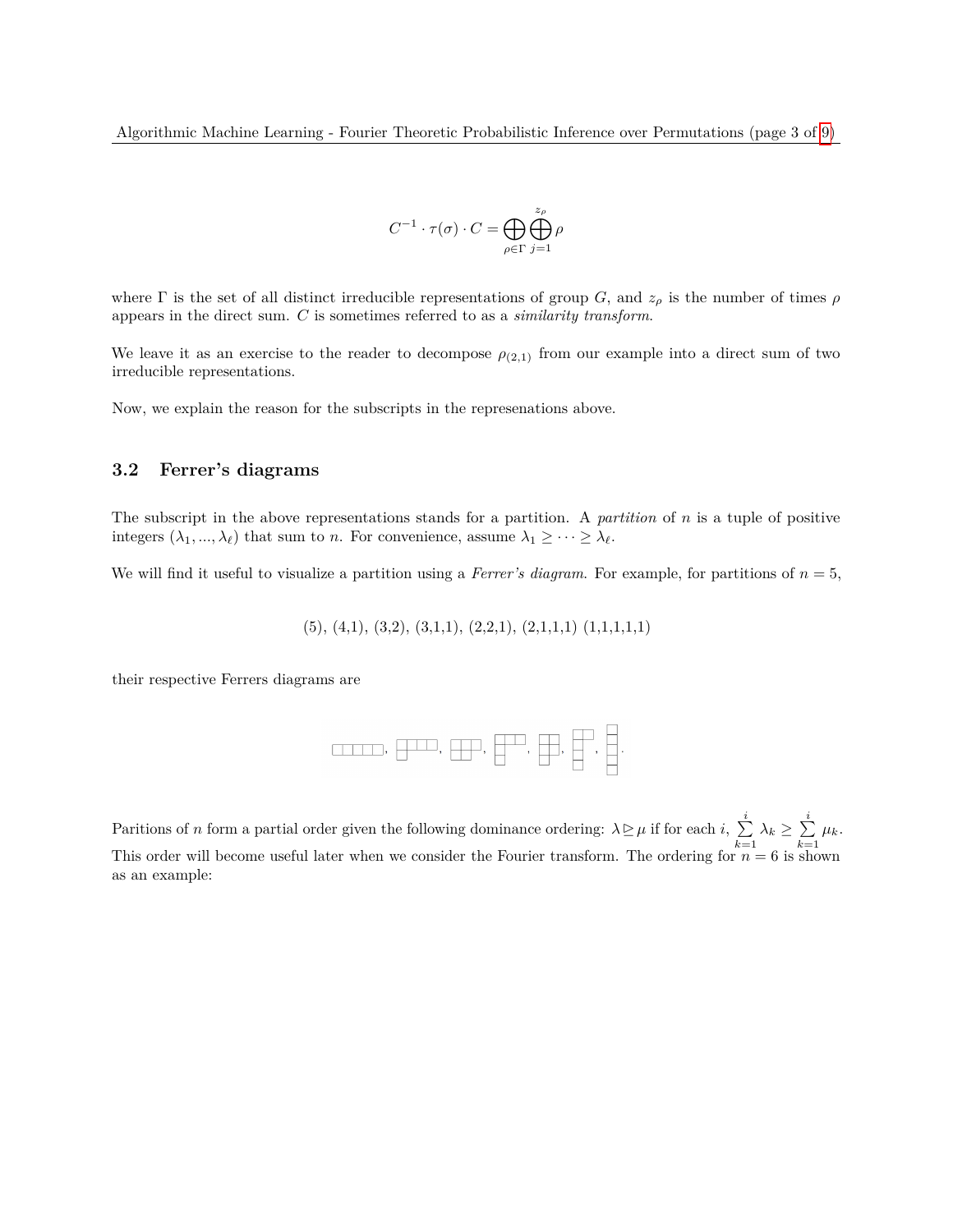$$C^{-1} \cdot \tau(\sigma) \cdot C = \bigoplus_{\rho \in \Gamma} \bigoplus_{j=1}^{z_\rho} \rho$$

where $\Gamma$ is the set of all distinct irreducible representations of group $G$, and $z_\rho$ is the number of times $\rho$ appears in the direct sum. $C$ is sometimes referred to as a *similarity transform*.

We leave it as an exercise to the reader to decompose $\rho_{(2,1)}$ from our example into a direct sum of two irreducible representations.

Now, we explain the reason for the subscripts in the represenations above.

### 3.2 Ferrer's diagrams

The subscript in the above representations stands for a partition. A *partition* of $n$ is a tuple of positive integers $(\lambda_1, ..., \lambda_\ell)$ that sum to $n$. For convenience, assume $\lambda_1 \geq \cdots \geq \lambda_\ell$.

We will find it useful to visualize a partition using a *Ferrer's diagram*. For example, for partitions of $n = 5$,

(5), (4,1), (3,2), (3,1,1), (2,2,1), (2,1,1,1) (1,1,1,1,1)

their respective Ferrers diagrams are

Paritions of $n$ form a partial order given the following dominance ordering: $\lambda \trianglerighteq \mu$ if for each $i$, $\sum_{k=1}^{i} \lambda_k \geq \sum_{k=1}^{i} \mu_k$. This order will become useful later when we consider the Fourier transform. The ordering for $n = 6$ is shown as an example: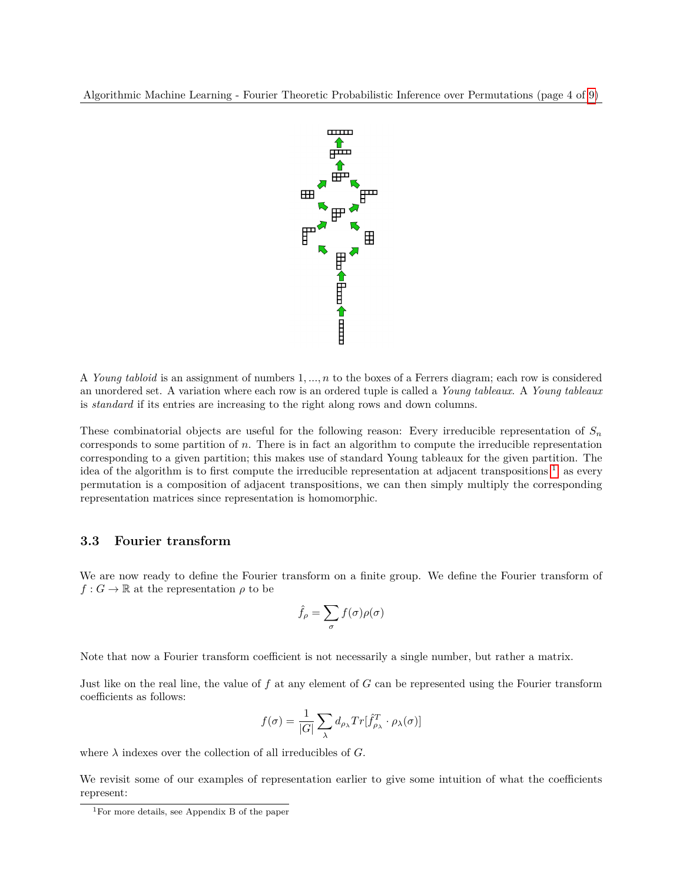A *Young tabloid* is an assignment of numbers $1, ..., n$ to the boxes of a Ferrers diagram; each row is considered an unordered set. A variation where each row is an ordered tuple is called a *Young tableaux*. A *Young tableaux* is *standard* if its entries are increasing to the right along rows and down columns.

These combinatorial objects are useful for the following reason: Every irreducible representation of $S_n$ corresponds to some partition of $n$. There is in fact an algorithm to compute the irreducible representation corresponding to a given partition; this makes use of standard Young tableaux for the given partition. The idea of the algorithm is to first compute the irreducible representation at adjacent transpositions[1]; as every permutation is a composition of adjacent transpositions, we can then simply multiply the corresponding representation matrices since representation is homomorphic.

### 3.3 Fourier transform

We are now ready to define the Fourier transform on a finite group. We define the Fourier transform of $f : G \to \mathbb{R}$ at the representation $\rho$ to be

$$\hat{f}_\rho = \sum_\sigma f(\sigma)\rho(\sigma)$$

Note that now a Fourier transform coefficient is not necessarily a single number, but rather a matrix.

Just like on the real line, the value of $f$ at any element of $G$ can be represented using the Fourier transform coefficients as follows:

$$f(\sigma) = \frac{1}{|G|} \sum_\lambda d_{\rho_\lambda} Tr[\hat{f}^T_{\rho_\lambda} \cdot \rho_\lambda(\sigma)]$$

where $\lambda$ indexes over the collection of all irreducibles of $G$.

We revisit some of our examples of representation earlier to give some intuition of what the coefficients represent:

[1] For more details, see Appendix B of the paper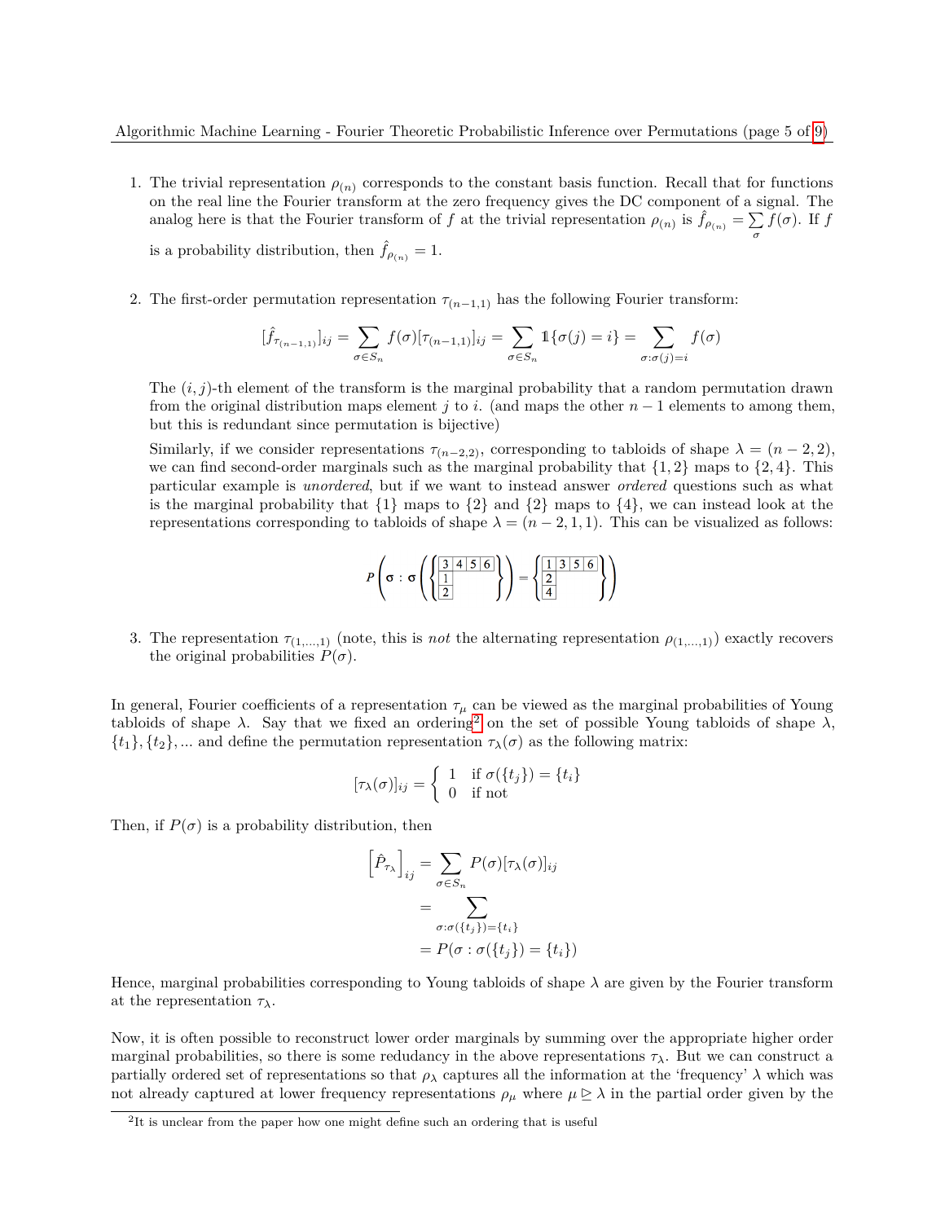1. The trivial representation $\rho_{(n)}$ corresponds to the constant basis function. Recall that for functions on the real line the Fourier transform at the zero frequency gives the DC component of a signal. The analog here is that the Fourier transform of $f$ at the trivial representation $\rho_{(n)}$ is $\hat{f}_{\rho_{(n)}} = \sum_{\sigma} f(\sigma)$. If $f$ is a probability distribution, then $\hat{f}_{\rho_{(n)}} = 1$.

2. The first-order permutation representation $\tau_{(n-1,1)}$ has the following Fourier transform:

$$[\hat{f}_{\tau_{(n-1,1)}}]_{ij} = \sum_{\sigma \in S_n} f(\sigma)[\tau_{(n-1,1)}]_{ij} = \sum_{\sigma \in S_n} \mathbb{1}\{\sigma(j) = i\} = \sum_{\sigma : \sigma(j) = i} f(\sigma)$$

   The $(i, j)$-th element of the transform is the marginal probability that a random permutation drawn from the original distribution maps element $j$ to $i$. (and maps the other $n-1$ elements to among them, but this is redundant since permutation is bijective)

   Similarly, if we consider representations $\tau_{(n-2,2)}$, corresponding to tabloids of shape $\lambda = (n-2, 2)$, we can find second-order marginals such as the marginal probability that $\{1, 2\}$ maps to $\{2, 4\}$. This particular example is *unordered*, but if we want to instead answer *ordered* questions such as what is the marginal probability that $\{1\}$ maps to $\{2\}$ and $\{2\}$ maps to $\{4\}$, we can instead look at the representations corresponding to tabloids of shape $\lambda = (n-2, 1, 1)$. This can be visualized as follows:

$$P\left(\sigma : \sigma\left(\left\{\begin{array}{l} 3\;4\;5\;6 \\ 1 \\ 2 \end{array}\right\}\right) = \left\{\begin{array}{l} 1\;3\;5\;6 \\ 2 \\ 4 \end{array}\right\}\right)$$

3. The representation $\tau_{(1,\dots,1)}$ (note, this is *not* the alternating representation $\rho_{(1,\dots,1)}$) exactly recovers the original probabilities $P(\sigma)$.

In general, Fourier coefficients of a representation $\tau_\mu$ can be viewed as the marginal probabilities of Young tabloids of shape $\lambda$. Say that we fixed an ordering[2] on the set of possible Young tabloids of shape $\lambda$, $\{t_1\}, \{t_2\}, \dots$ and define the permutation representation $\tau_\lambda(\sigma)$ as the following matrix:

$$[\tau_\lambda(\sigma)]_{ij} = \begin{cases} 1 & \text{if } \sigma(\{t_j\}) = \{t_i\} \\ 0 & \text{if not} \end{cases}$$

Then, if $P(\sigma)$ is a probability distribution, then

$$\begin{aligned}\left[\hat{P}_{\tau_\lambda}\right]_{ij} &= \sum_{\sigma \in S_n} P(\sigma)[\tau_\lambda(\sigma)]_{ij} \\ &= \sum_{\sigma : \sigma(\{t_j\}) = \{t_i\}} \\ &= P(\sigma : \sigma(\{t_j\}) = \{t_i\})\end{aligned}$$

Hence, marginal probabilities corresponding to Young tabloids of shape $\lambda$ are given by the Fourier transform at the representation $\tau_\lambda$.

Now, it is often possible to reconstruct lower order marginals by summing over the appropriate higher order marginal probabilities, so there is some redundancy in the above representations $\tau_\lambda$. But we can construct a partially ordered set of representations so that $\rho_\lambda$ captures all the information at the 'frequency' $\lambda$ which was not already captured at lower frequency representations $\rho_\mu$ where $\mu \trianglerighteq \lambda$ in the partial order given by the

[2] It is unclear from the paper how one might define such an ordering that is useful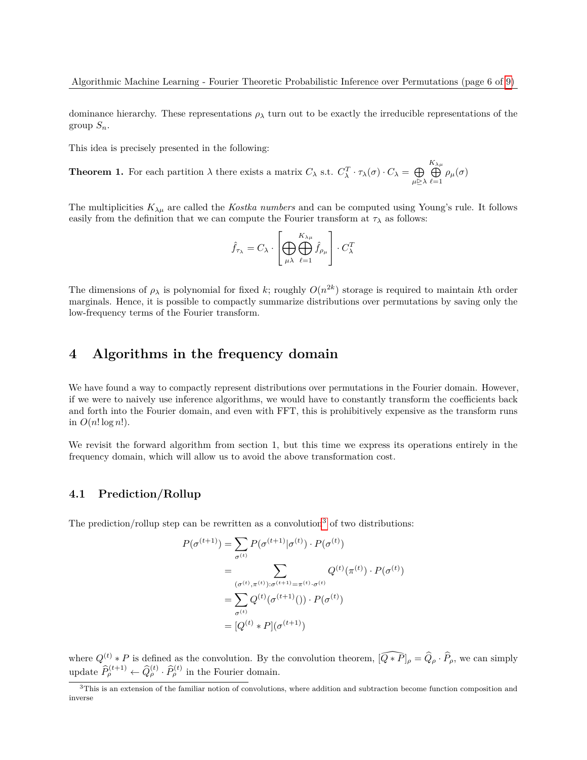dominance hierarchy. These representations $\rho_\lambda$ turn out to be exactly the irreducible representations of the group $S_n$.

This idea is precisely presented in the following:

**Theorem 1.** For each partition $\lambda$ there exists a matrix $C_\lambda$ s.t. $C_\lambda^T \cdot \tau_\lambda(\sigma) \cdot C_\lambda = \bigoplus_{\mu \trianglerighteq \lambda} \bigoplus_{\ell=1}^{K_{\lambda\mu}} \rho_\mu(\sigma)$

The multiplicities $K_{\lambda\mu}$ are called the *Kostka numbers* and can be computed using Young's rule. It follows easily from the definition that we can compute the Fourier transform at $\tau_\lambda$ as follows:

$$\hat{f}_{\tau_\lambda} = C_\lambda \cdot \left[ \bigoplus_{\mu\lambda} \bigoplus_{\ell=1}^{K_{\lambda\mu}} \hat{f}_{\rho_\mu} \right] \cdot C_\lambda^T$$

The dimensions of $\rho_\lambda$ is polynomial for fixed $k$; roughly $O(n^{2k})$ storage is required to maintain $k$th order marginals. Hence, it is possible to compactly summarize distributions over permutations by saving only the low-frequency terms of the Fourier transform.

# 4 Algorithms in the frequency domain

We have found a way to compactly represent distributions over permutations in the Fourier domain. However, if we were to naively use inference algorithms, we would have to constantly transform the coefficients back and forth into the Fourier domain, and even with FFT, this is prohibitively expensive as the transform runs in $O(n! \log n!)$.

We revisit the forward algorithm from section 1, but this time we express its operations entirely in the frequency domain, which will allow us to avoid the above transformation cost.

## 4.1 Prediction/Rollup

The prediction/rollup step can be rewritten as a convolution[3] of two distributions:

$$\begin{aligned}
P(\sigma^{(t+1)}) &= \sum_{\sigma^{(t)}} P(\sigma^{(t+1)}|\sigma^{(t)}) \cdot P(\sigma^{(t)}) \\
&= \sum_{(\sigma^{(t)},\pi^{(t)}):\sigma^{(t+1)}=\pi^{(t)}\cdot\sigma^{(t)}} Q^{(t)}(\pi^{(t)}) \cdot P(\sigma^{(t)}) \\
&= \sum_{\sigma^{(t)}} Q^{(t)}(\sigma^{(t+1)}()) \cdot P(\sigma^{(t)}) \\
&= [Q^{(t)} * P](\sigma^{(t+1)})
\end{aligned}$$

where $Q^{(t)} * P$ is defined as the convolution. By the convolution theorem, $[\widehat{Q * P}]_\rho = \widehat{Q}_\rho \cdot \widehat{P}_\rho$, we can simply update $\widehat{P}_\rho^{(t+1)} \leftarrow \widehat{Q}_\rho^{(t)} \cdot \widehat{P}_\rho^{(t)}$ in the Fourier domain.

[3] This is an extension of the familiar notion of convolutions, where addition and subtraction become function composition and inverse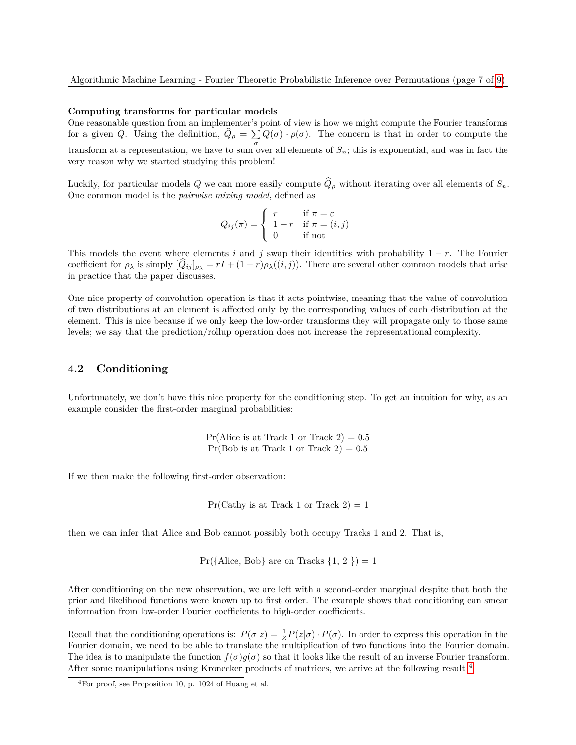**Computing transforms for particular models**
One reasonable question from an implementer's point of view is how we might compute the Fourier transforms for a given $Q$. Using the definition, $\widehat{Q}_\rho = \sum_\sigma Q(\sigma) \cdot \rho(\sigma)$. The concern is that in order to compute the transform at a representation, we have to sum over all elements of $S_n$; this is exponential, and was in fact the very reason why we started studying this problem!

Luckily, for particular models $Q$ we can more easily compute $\widehat{Q}_\rho$ without iterating over all elements of $S_n$. One common model is the *pairwise mixing model*, defined as

$$Q_{ij}(\pi) = \begin{cases} r & \text{if } \pi = \varepsilon \\ 1-r & \text{if } \pi = (i,j) \\ 0 & \text{if not} \end{cases}$$

This models the event where elements $i$ and $j$ swap their identities with probability $1-r$. The Fourier coefficient for $\rho_\lambda$ is simply $[\widehat{Q}_{ij}]_{\rho_\lambda} = rI + (1-r)\rho_\lambda((i,j))$. There are several other common models that arise in practice that the paper discusses.

One nice property of convolution operation is that it acts pointwise, meaning that the value of convolution of two distributions at an element is affected only by the corresponding values of each distribution at the element. This is nice because if we only keep the low-order transforms they will propagate only to those same levels; we say that the prediction/rollup operation does not increase the representational complexity.

## 4.2 Conditioning

Unfortunately, we don't have this nice property for the conditioning step. To get an intuition for why, as an example consider the first-order marginal probabilities:

$$\Pr(\text{Alice is at Track 1 or Track 2}) = 0.5$$
$$\Pr(\text{Bob is at Track 1 or Track 2}) = 0.5$$

If we then make the following first-order observation:

$$\Pr(\text{Cathy is at Track 1 or Track 2}) = 1$$

then we can infer that Alice and Bob cannot possibly both occupy Tracks 1 and 2. That is,

$$\Pr(\{\text{Alice, Bob}\} \text{ are on Tracks } \{1, 2\}) = 1$$

After conditioning on the new observation, we are left with a second-order marginal despite that both the prior and likelihood functions were known up to first order. The example shows that conditioning can smear information from low-order Fourier coefficients to high-order coefficients.

Recall that the conditioning operations is: $P(\sigma|z) = \frac{1}{Z}P(z|\sigma) \cdot P(\sigma)$. In order to express this operation in the Fourier domain, we need to be able to translate the multiplication of two functions into the Fourier domain. The idea is to manipulate the function $f(\sigma)g(\sigma)$ so that it looks like the result of an inverse Fourier transform. After some manipulations using Kronecker products of matrices, we arrive at the following result [4]

[4] For proof, see Proposition 10, p. 1024 of Huang et al.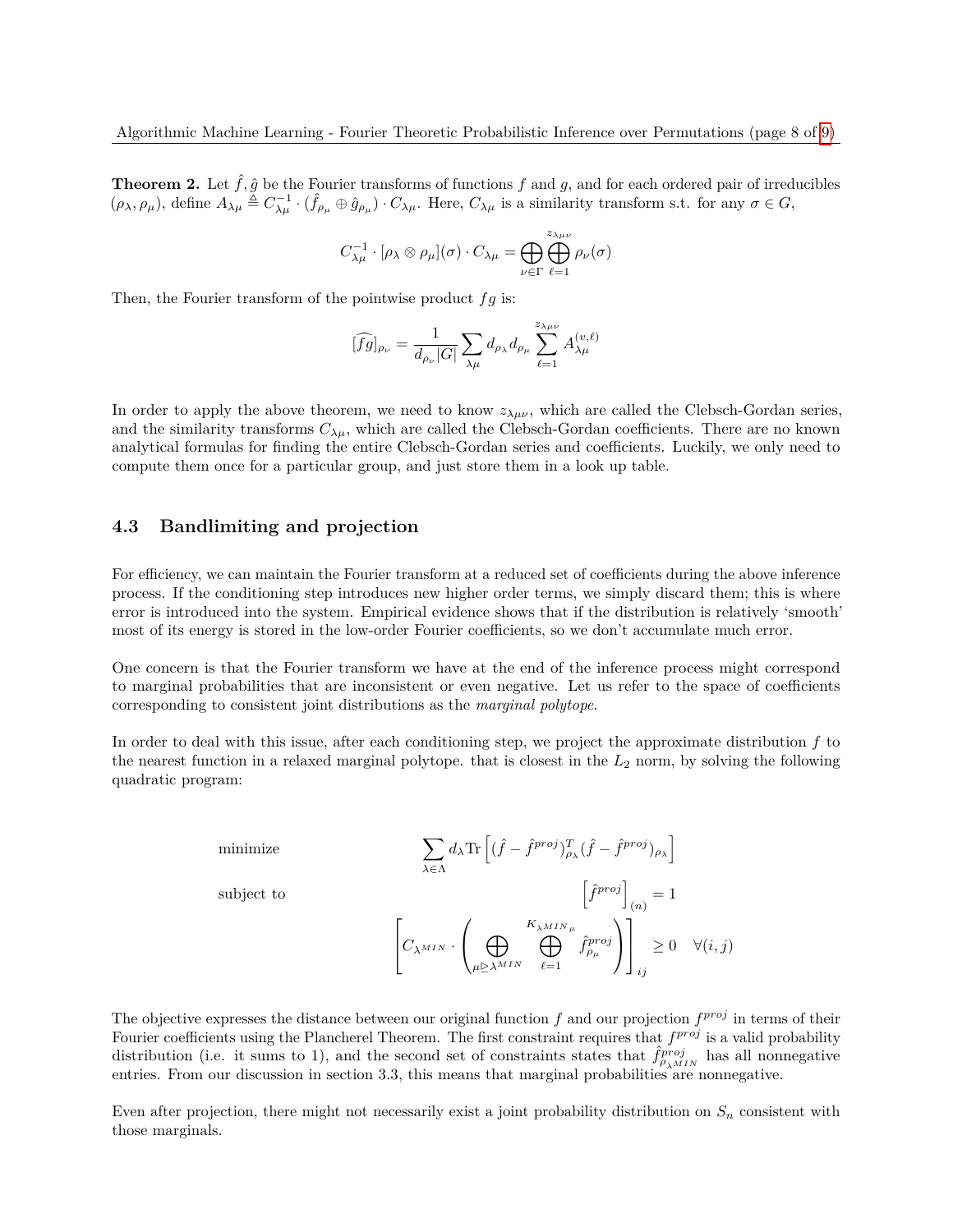**Theorem 2.** Let $\hat{f}, \hat{g}$ be the Fourier transforms of functions $f$ and $g$, and for each ordered pair of irreducibles $(\rho_\lambda, \rho_\mu)$, define $A_{\lambda\mu} \triangleq C_{\lambda\mu}^{-1} \cdot (\hat{f}_{\rho_\mu} \oplus \hat{g}_{\rho_\mu}) \cdot C_{\lambda\mu}$. Here, $C_{\lambda\mu}$ is a similarity transform s.t. for any $\sigma \in G$,

$$C_{\lambda\mu}^{-1} \cdot [\rho_\lambda \otimes \rho_\mu](\sigma) \cdot C_{\lambda\mu} = \bigoplus_{\nu \in \Gamma} \bigoplus_{\ell=1}^{z_{\lambda\mu\nu}} \rho_\nu(\sigma)$$

Then, the Fourier transform of the pointwise product $fg$ is:

$$[\widehat{fg}]_{\rho_\nu} = \frac{1}{d_{\rho_\nu}|G|} \sum_{\lambda\mu} d_{\rho_\lambda} d_{\rho_\mu} \sum_{\ell=1}^{z_{\lambda\mu\nu}} A_{\lambda\mu}^{(v,\ell)}$$

In order to apply the above theorem, we need to know $z_{\lambda\mu\nu}$, which are called the Clebsch-Gordan series, and the similarity transforms $C_{\lambda\mu}$, which are called the Clebsch-Gordan coefficients. There are no known analytical formulas for finding the entire Clebsch-Gordan series and coefficients. Luckily, we only need to compute them once for a particular group, and just store them in a look up table.

## 4.3 Bandlimiting and projection

For efficiency, we can maintain the Fourier transform at a reduced set of coefficients during the above inference process. If the conditioning step introduces new higher order terms, we simply discard them; this is where error is introduced into the system. Empirical evidence shows that if the distribution is relatively 'smooth' most of its energy is stored in the low-order Fourier coefficients, so we don't accumulate much error.

One concern is that the Fourier transform we have at the end of the inference process might correspond to marginal probabilities that are inconsistent or even negative. Let us refer to the space of coefficients corresponding to consistent joint distributions as the *marginal polytope.*

In order to deal with this issue, after each conditioning step, we project the approximate distribution $f$ to the nearest function in a relaxed marginal polytope. that is closest in the $L_2$ norm, by solving the following quadratic program:

$$\begin{aligned}
\text{minimize} \quad & \sum_{\lambda \in \Lambda} d_\lambda \text{Tr}\left[(\hat{f} - \hat{f}^{proj})_{\rho_\lambda}^T (\hat{f} - \hat{f}^{proj})_{\rho_\lambda}\right] \\
\text{subject to} \quad & \left[\hat{f}^{proj}\right]_{(n)} = 1 \\
& \left[C_{\lambda^{MIN}} \cdot \left( \bigoplus_{\mu \trianglerighteq \lambda^{MIN}} \bigoplus_{\ell=1}^{K_{\lambda^{MIN}\mu}} \hat{f}_{\rho_\mu}^{proj} \right)\right]_{ij} \geq 0 \quad \forall (i,j)
\end{aligned}$$

The objective expresses the distance between our original function $f$ and our projection $f^{proj}$ in terms of their Fourier coefficients using the Plancherel Theorem. The first constraint requires that $f^{proj}$ is a valid probability distribution (i.e. it sums to 1), and the second set of constraints states that $\hat{f}_{\rho_{\lambda^{MIN}}}^{proj}$ has all nonnegative entries. From our discussion in section 3.3, this means that marginal probabilities are nonnegative.

Even after projection, there might not necessarily exist a joint probability distribution on $S_n$ consistent with those marginals.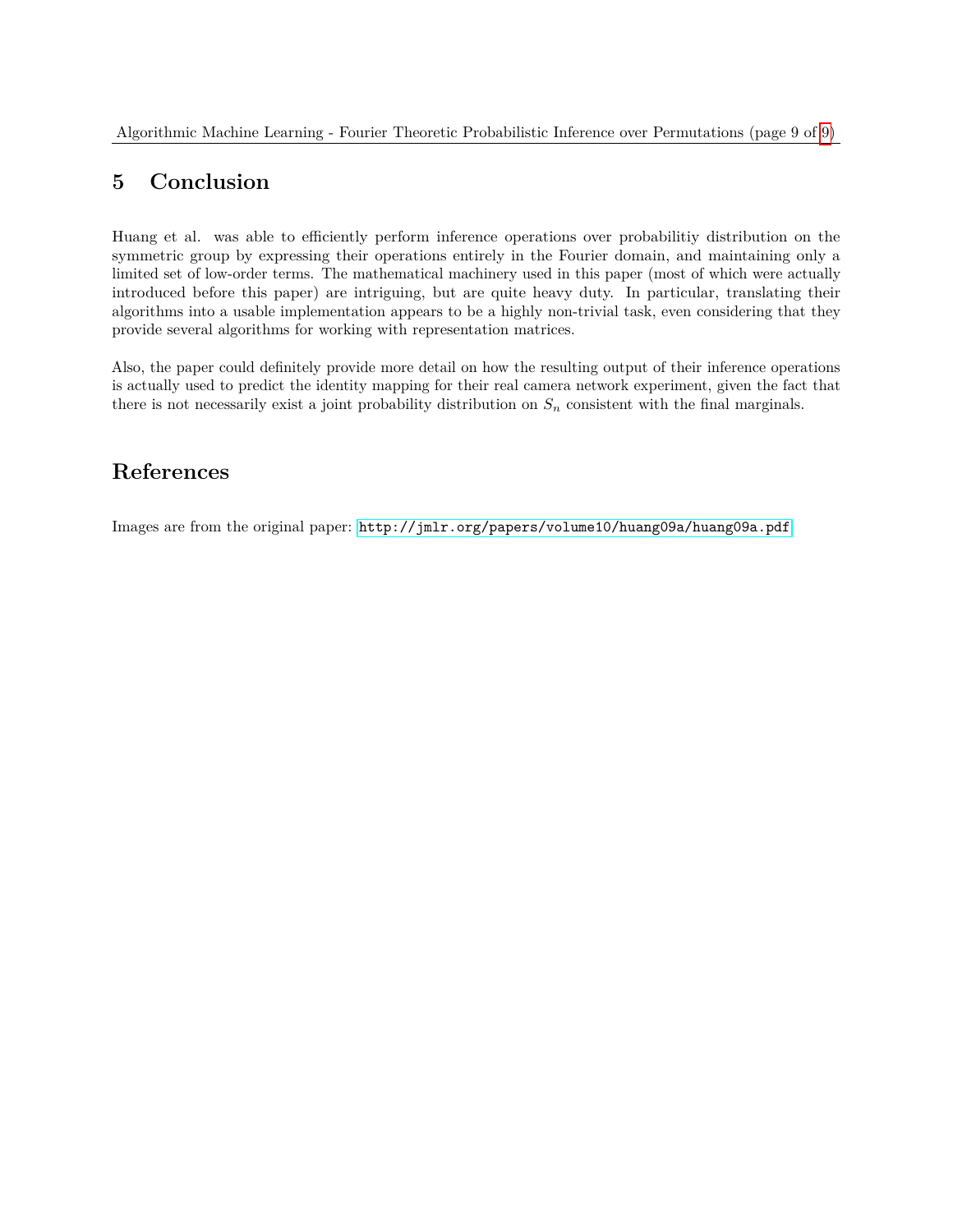## 5 Conclusion

Huang et al. was able to efficiently perform inference operations over probabilitiy distribution on the symmetric group by expressing their operations entirely in the Fourier domain, and maintaining only a limited set of low-order terms. The mathematical machinery used in this paper (most of which were actually introduced before this paper) are intriguing, but are quite heavy duty. In particular, translating their algorithms into a usable implementation appears to be a highly non-trivial task, even considering that they provide several algorithms for working with representation matrices.

Also, the paper could definitely provide more detail on how the resulting output of their inference operations is actually used to predict the identity mapping for their real camera network experiment, given the fact that there is not necessarily exist a joint probability distribution on $S_n$ consistent with the final marginals.

## References

Images are from the original paper: http://jmlr.org/papers/volume10/huang09a/huang09a.pdf